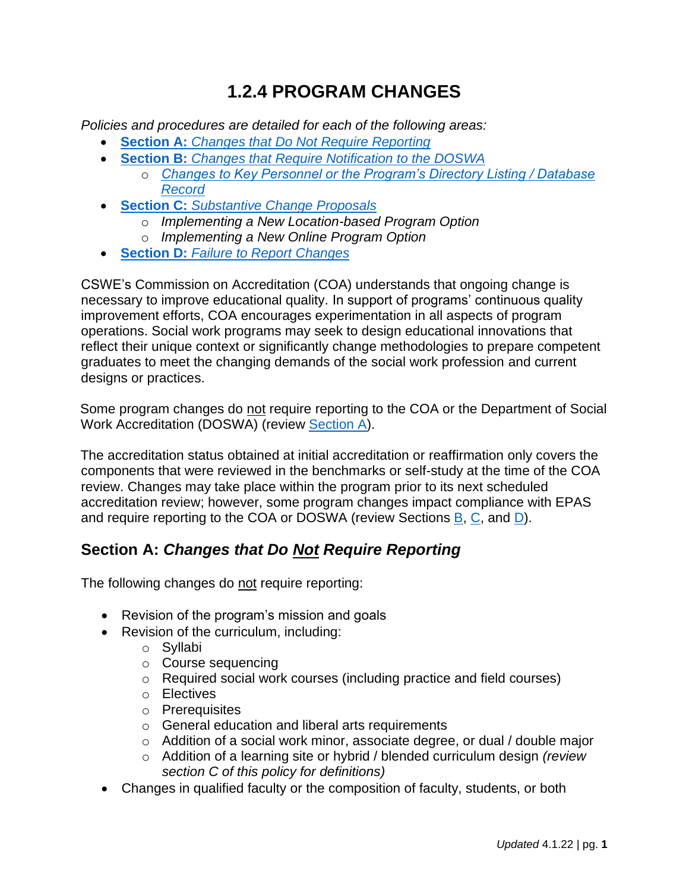# 1.2.4 PROGRAM CHANGES

*Policies and procedures are detailed for each of the following areas:*

- **Section A:** *Changes that Do Not Require Reporting*
- **Section B:** *Changes that Require Notification to the DOSWA*
  - *Changes to Key Personnel or the Program's Directory Listing / Database Record*
- **Section C:** *Substantive Change Proposals*
  - *Implementing a New Location-based Program Option*
  - *Implementing a New Online Program Option*
- **Section D:** *Failure to Report Changes*

CSWE's Commission on Accreditation (COA) understands that ongoing change is necessary to improve educational quality. In support of programs' continuous quality improvement efforts, COA encourages experimentation in all aspects of program operations. Social work programs may seek to design educational innovations that reflect their unique context or significantly change methodologies to prepare competent graduates to meet the changing demands of the social work profession and current designs or practices.

Some program changes do not require reporting to the COA or the Department of Social Work Accreditation (DOSWA) (review Section A).

The accreditation status obtained at initial accreditation or reaffirmation only covers the components that were reviewed in the benchmarks or self-study at the time of the COA review. Changes may take place within the program prior to its next scheduled accreditation review; however, some program changes impact compliance with EPAS and require reporting to the COA or DOSWA (review Sections B, C, and D).

## Section A: *Changes that Do Not Require Reporting*

The following changes do not require reporting:

- Revision of the program's mission and goals
- Revision of the curriculum, including:
  - Syllabi
  - Course sequencing
  - Required social work courses (including practice and field courses)
  - Electives
  - Prerequisites
  - General education and liberal arts requirements
  - Addition of a social work minor, associate degree, or dual / double major
  - Addition of a learning site or hybrid / blended curriculum design *(review section C of this policy for definitions)*
- Changes in qualified faculty or the composition of faculty, students, or both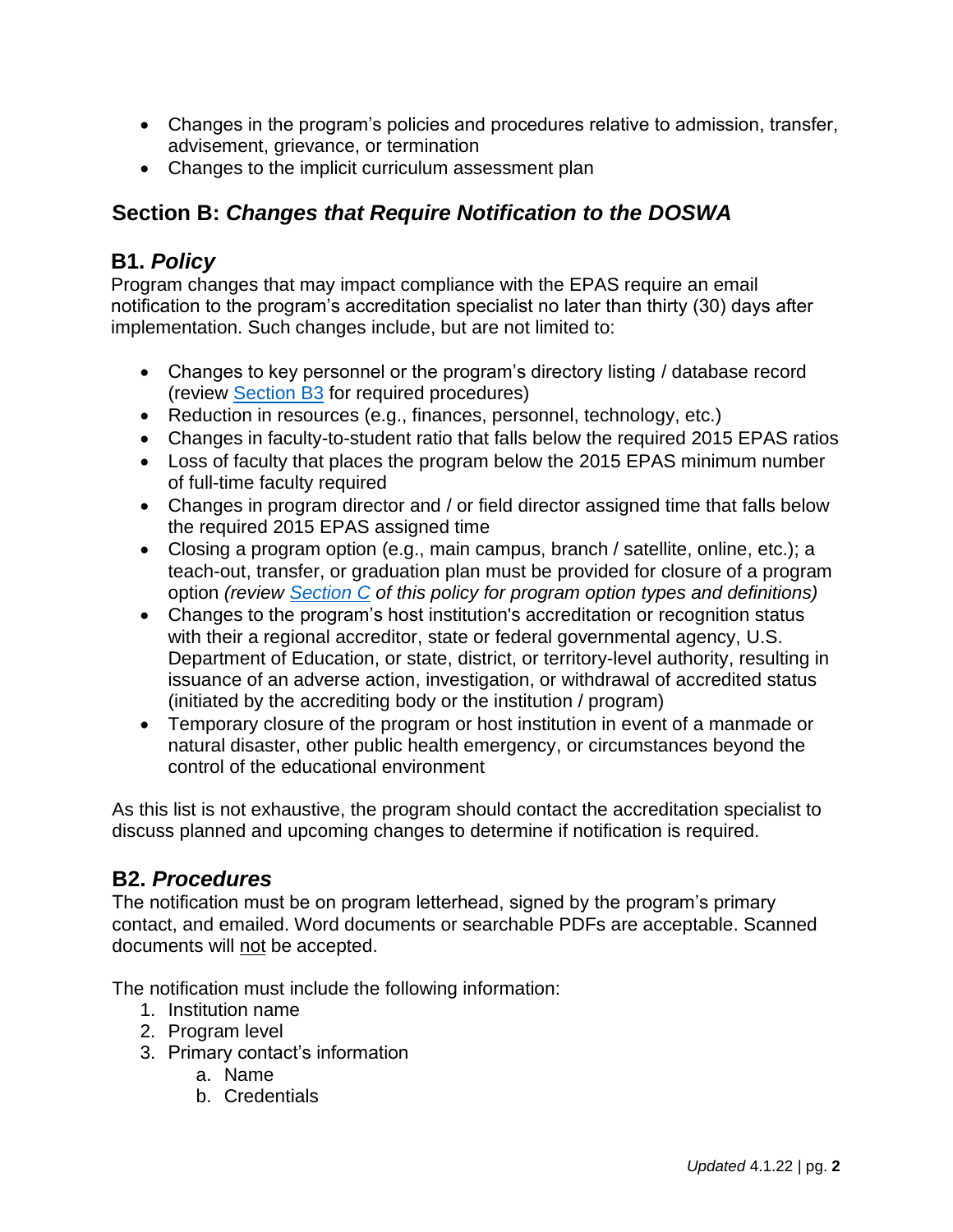- Changes in the program's policies and procedures relative to admission, transfer, advisement, grievance, or termination
- Changes to the implicit curriculum assessment plan

## Section B: *Changes that Require Notification to the DOSWA*

### B1. *Policy*

Program changes that may impact compliance with the EPAS require an email notification to the program's accreditation specialist no later than thirty (30) days after implementation. Such changes include, but are not limited to:

- Changes to key personnel or the program's directory listing / database record (review Section B3 for required procedures)
- Reduction in resources (e.g., finances, personnel, technology, etc.)
- Changes in faculty-to-student ratio that falls below the required 2015 EPAS ratios
- Loss of faculty that places the program below the 2015 EPAS minimum number of full-time faculty required
- Changes in program director and / or field director assigned time that falls below the required 2015 EPAS assigned time
- Closing a program option (e.g., main campus, branch / satellite, online, etc.); a teach-out, transfer, or graduation plan must be provided for closure of a program option *(review Section C of this policy for program option types and definitions)*
- Changes to the program's host institution's accreditation or recognition status with their a regional accreditor, state or federal governmental agency, U.S. Department of Education, or state, district, or territory-level authority, resulting in issuance of an adverse action, investigation, or withdrawal of accredited status (initiated by the accrediting body or the institution / program)
- Temporary closure of the program or host institution in event of a manmade or natural disaster, other public health emergency, or circumstances beyond the control of the educational environment

As this list is not exhaustive, the program should contact the accreditation specialist to discuss planned and upcoming changes to determine if notification is required.

### B2. *Procedures*

The notification must be on program letterhead, signed by the program's primary contact, and emailed. Word documents or searchable PDFs are acceptable. Scanned documents will not be accepted.

The notification must include the following information:

1. Institution name
2. Program level
3. Primary contact's information
    a. Name
    b. Credentials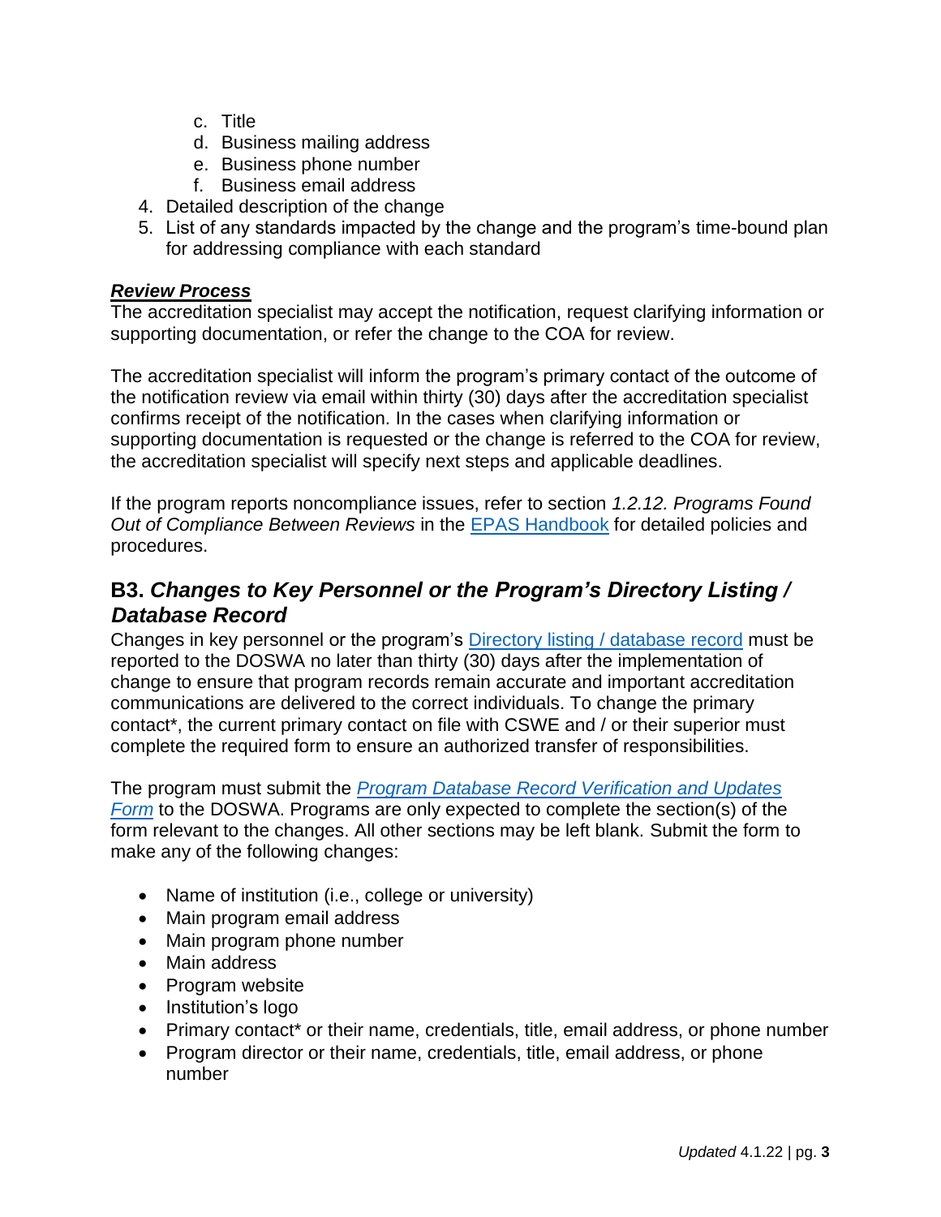c. Title
    d. Business mailing address
    e. Business phone number
    f. Business email address
4. Detailed description of the change
5. List of any standards impacted by the change and the program's time-bound plan for addressing compliance with each standard

***Review Process***

The accreditation specialist may accept the notification, request clarifying information or supporting documentation, or refer the change to the COA for review.

The accreditation specialist will inform the program's primary contact of the outcome of the notification review via email within thirty (30) days after the accreditation specialist confirms receipt of the notification. In the cases when clarifying information or supporting documentation is requested or the change is referred to the COA for review, the accreditation specialist will specify next steps and applicable deadlines.

If the program reports noncompliance issues, refer to section *1.2.12. Programs Found Out of Compliance Between Reviews* in the EPAS Handbook for detailed policies and procedures.

## B3. *Changes to Key Personnel or the Program's Directory Listing / Database Record*

Changes in key personnel or the program's Directory listing / database record must be reported to the DOSWA no later than thirty (30) days after the implementation of change to ensure that program records remain accurate and important accreditation communications are delivered to the correct individuals. To change the primary contact*, the current primary contact on file with CSWE and / or their superior must complete the required form to ensure an authorized transfer of responsibilities.

The program must submit the *Program Database Record Verification and Updates Form* to the DOSWA. Programs are only expected to complete the section(s) of the form relevant to the changes. All other sections may be left blank. Submit the form to make any of the following changes:

- Name of institution (i.e., college or university)
- Main program email address
- Main program phone number
- Main address
- Program website
- Institution's logo
- Primary contact* or their name, credentials, title, email address, or phone number
- Program director or their name, credentials, title, email address, or phone number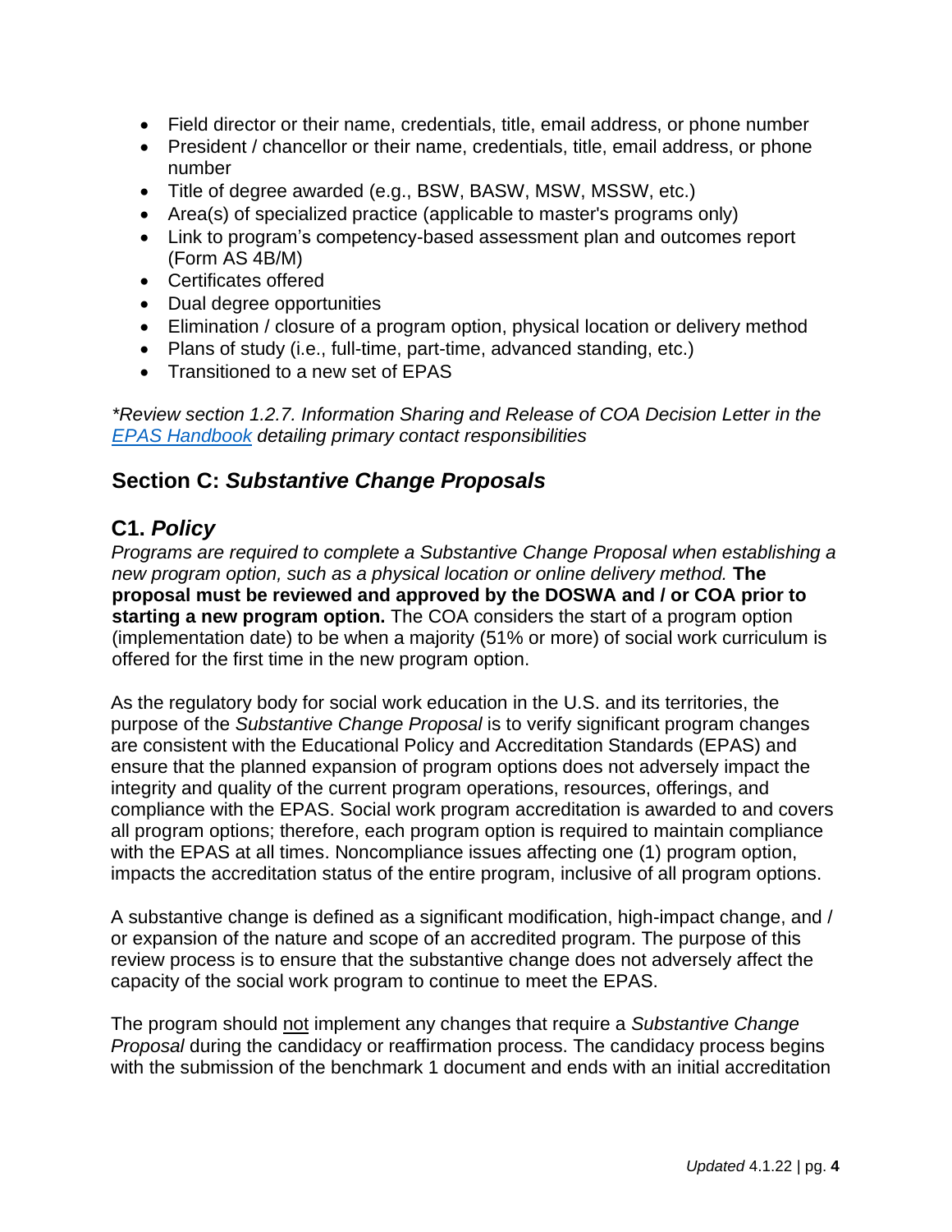- Field director or their name, credentials, title, email address, or phone number
- President / chancellor or their name, credentials, title, email address, or phone number
- Title of degree awarded (e.g., BSW, BASW, MSW, MSSW, etc.)
- Area(s) of specialized practice (applicable to master's programs only)
- Link to program's competency-based assessment plan and outcomes report (Form AS 4B/M)
- Certificates offered
- Dual degree opportunities
- Elimination / closure of a program option, physical location or delivery method
- Plans of study (i.e., full-time, part-time, advanced standing, etc.)
- Transitioned to a new set of EPAS

*\*Review section 1.2.7. Information Sharing and Release of COA Decision Letter in the [EPAS Handbook](EPAS Handbook) detailing primary contact responsibilities*

## Section C: *Substantive Change Proposals*

### C1. *Policy*

*Programs are required to complete a Substantive Change Proposal when establishing a new program option, such as a physical location or online delivery method.* **The proposal must be reviewed and approved by the DOSWA and / or COA prior to starting a new program option.** The COA considers the start of a program option (implementation date) to be when a majority (51% or more) of social work curriculum is offered for the first time in the new program option.

As the regulatory body for social work education in the U.S. and its territories, the purpose of the *Substantive Change Proposal* is to verify significant program changes are consistent with the Educational Policy and Accreditation Standards (EPAS) and ensure that the planned expansion of program options does not adversely impact the integrity and quality of the current program operations, resources, offerings, and compliance with the EPAS. Social work program accreditation is awarded to and covers all program options; therefore, each program option is required to maintain compliance with the EPAS at all times. Noncompliance issues affecting one (1) program option, impacts the accreditation status of the entire program, inclusive of all program options.

A substantive change is defined as a significant modification, high-impact change, and / or expansion of the nature and scope of an accredited program. The purpose of this review process is to ensure that the substantive change does not adversely affect the capacity of the social work program to continue to meet the EPAS.

The program should <u>not</u> implement any changes that require a *Substantive Change Proposal* during the candidacy or reaffirmation process. The candidacy process begins with the submission of the benchmark 1 document and ends with an initial accreditation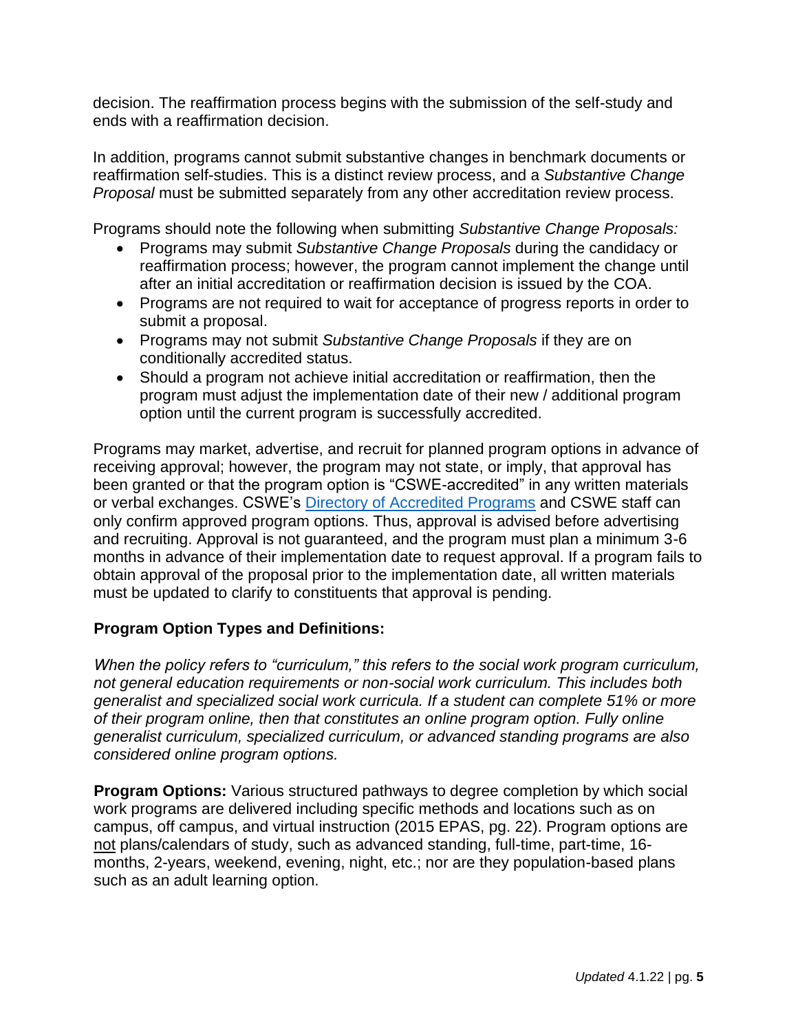decision. The reaffirmation process begins with the submission of the self-study and ends with a reaffirmation decision.

In addition, programs cannot submit substantive changes in benchmark documents or reaffirmation self-studies. This is a distinct review process, and a *Substantive Change Proposal* must be submitted separately from any other accreditation review process.

Programs should note the following when submitting *Substantive Change Proposals:*

- Programs may submit *Substantive Change Proposals* during the candidacy or reaffirmation process; however, the program cannot implement the change until after an initial accreditation or reaffirmation decision is issued by the COA.
- Programs are not required to wait for acceptance of progress reports in order to submit a proposal.
- Programs may not submit *Substantive Change Proposals* if they are on conditionally accredited status.
- Should a program not achieve initial accreditation or reaffirmation, then the program must adjust the implementation date of their new / additional program option until the current program is successfully accredited.

Programs may market, advertise, and recruit for planned program options in advance of receiving approval; however, the program may not state, or imply, that approval has been granted or that the program option is "CSWE-accredited" in any written materials or verbal exchanges. CSWE's [Directory of Accredited Programs] and CSWE staff can only confirm approved program options. Thus, approval is advised before advertising and recruiting. Approval is not guaranteed, and the program must plan a minimum 3-6 months in advance of their implementation date to request approval. If a program fails to obtain approval of the proposal prior to the implementation date, all written materials must be updated to clarify to constituents that approval is pending.

**Program Option Types and Definitions:**

*When the policy refers to "curriculum," this refers to the social work program curriculum, not general education requirements or non-social work curriculum. This includes both generalist and specialized social work curricula. If a student can complete 51% or more of their program online, then that constitutes an online program option. Fully online generalist curriculum, specialized curriculum, or advanced standing programs are also considered online program options.*

**Program Options:** Various structured pathways to degree completion by which social work programs are delivered including specific methods and locations such as on campus, off campus, and virtual instruction (2015 EPAS, pg. 22). Program options are not plans/calendars of study, such as advanced standing, full-time, part-time, 16-months, 2-years, weekend, evening, night, etc.; nor are they population-based plans such as an adult learning option.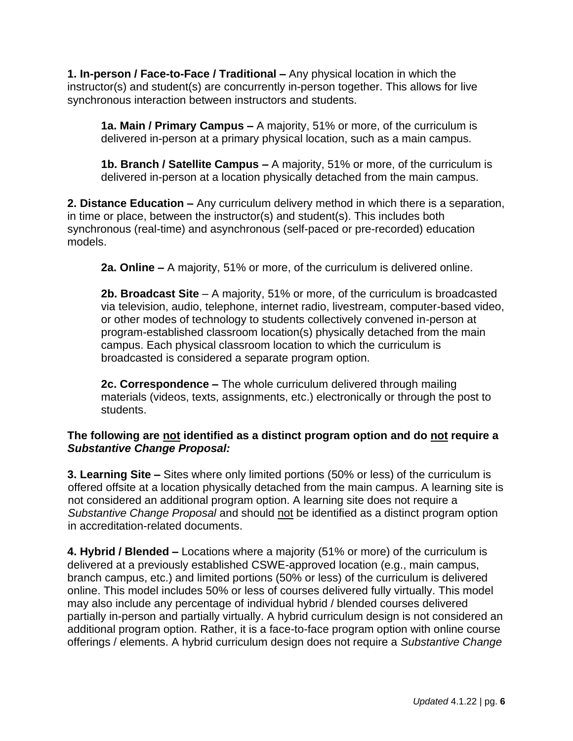**1. In-person / Face-to-Face / Traditional –** Any physical location in which the instructor(s) and student(s) are concurrently in-person together. This allows for live synchronous interaction between instructors and students.

> **1a. Main / Primary Campus –** A majority, 51% or more, of the curriculum is delivered in-person at a primary physical location, such as a main campus.
>
> **1b. Branch / Satellite Campus –** A majority, 51% or more, of the curriculum is delivered in-person at a location physically detached from the main campus.

**2. Distance Education –** Any curriculum delivery method in which there is a separation, in time or place, between the instructor(s) and student(s). This includes both synchronous (real-time) and asynchronous (self-paced or pre-recorded) education models.

> **2a. Online –** A majority, 51% or more, of the curriculum is delivered online.
>
> **2b. Broadcast Site** – A majority, 51% or more, of the curriculum is broadcasted via television, audio, telephone, internet radio, livestream, computer-based video, or other modes of technology to students collectively convened in-person at program-established classroom location(s) physically detached from the main campus. Each physical classroom location to which the curriculum is broadcasted is considered a separate program option.
>
> **2c. Correspondence –** The whole curriculum delivered through mailing materials (videos, texts, assignments, etc.) electronically or through the post to students.

**The following are <u>not</u> identified as a distinct program option and do <u>not</u> require a *Substantive Change Proposal:***

**3. Learning Site –** Sites where only limited portions (50% or less) of the curriculum is offered offsite at a location physically detached from the main campus. A learning site is not considered an additional program option. A learning site does not require a *Substantive Change Proposal* and should <u>not</u> be identified as a distinct program option in accreditation-related documents.

**4. Hybrid / Blended –** Locations where a majority (51% or more) of the curriculum is delivered at a previously established CSWE-approved location (e.g., main campus, branch campus, etc.) and limited portions (50% or less) of the curriculum is delivered online. This model includes 50% or less of courses delivered fully virtually. This model may also include any percentage of individual hybrid / blended courses delivered partially in-person and partially virtually. A hybrid curriculum design is not considered an additional program option. Rather, it is a face-to-face program option with online course offerings / elements. A hybrid curriculum design does not require a *Substantive Change*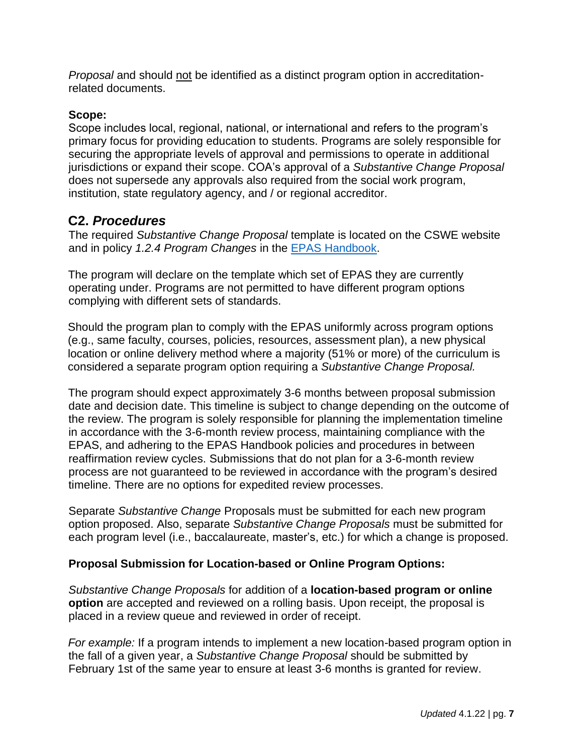*Proposal* and should not be identified as a distinct program option in accreditation-related documents.

**Scope:**
Scope includes local, regional, national, or international and refers to the program's primary focus for providing education to students. Programs are solely responsible for securing the appropriate levels of approval and permissions to operate in additional jurisdictions or expand their scope. COA's approval of a *Substantive Change Proposal* does not supersede any approvals also required from the social work program, institution, state regulatory agency, and / or regional accreditor.

## C2. *Procedures*

The required *Substantive Change Proposal* template is located on the CSWE website and in policy *1.2.4 Program Changes* in the [EPAS Handbook](EPAS Handbook).

The program will declare on the template which set of EPAS they are currently operating under. Programs are not permitted to have different program options complying with different sets of standards.

Should the program plan to comply with the EPAS uniformly across program options (e.g., same faculty, courses, policies, resources, assessment plan), a new physical location or online delivery method where a majority (51% or more) of the curriculum is considered a separate program option requiring a *Substantive Change Proposal.*

The program should expect approximately 3-6 months between proposal submission date and decision date. This timeline is subject to change depending on the outcome of the review. The program is solely responsible for planning the implementation timeline in accordance with the 3-6-month review process, maintaining compliance with the EPAS, and adhering to the EPAS Handbook policies and procedures in between reaffirmation review cycles. Submissions that do not plan for a 3-6-month review process are not guaranteed to be reviewed in accordance with the program's desired timeline. There are no options for expedited review processes.

Separate *Substantive Change* Proposals must be submitted for each new program option proposed. Also, separate *Substantive Change Proposals* must be submitted for each program level (i.e., baccalaureate, master's, etc.) for which a change is proposed.

**Proposal Submission for Location-based or Online Program Options:**

*Substantive Change Proposals* for addition of a **location-based program or online option** are accepted and reviewed on a rolling basis. Upon receipt, the proposal is placed in a review queue and reviewed in order of receipt.

*For example:* If a program intends to implement a new location-based program option in the fall of a given year, a *Substantive Change Proposal* should be submitted by February 1st of the same year to ensure at least 3-6 months is granted for review.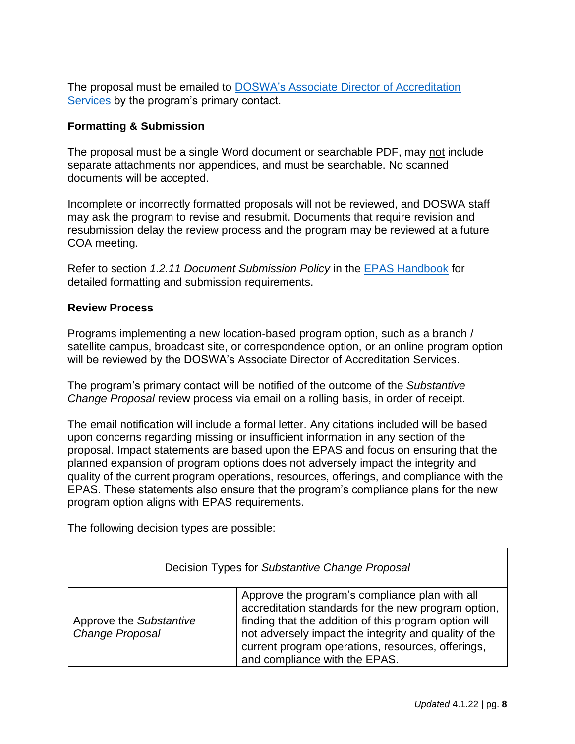The proposal must be emailed to [DOSWA's Associate Director of Accreditation Services]() by the program's primary contact.

**Formatting & Submission**

The proposal must be a single Word document or searchable PDF, may not include separate attachments nor appendices, and must be searchable. No scanned documents will be accepted.

Incomplete or incorrectly formatted proposals will not be reviewed, and DOSWA staff may ask the program to revise and resubmit. Documents that require revision and resubmission delay the review process and the program may be reviewed at a future COA meeting.

Refer to section *1.2.11 Document Submission Policy* in the [EPAS Handbook]() for detailed formatting and submission requirements.

**Review Process**

Programs implementing a new location-based program option, such as a branch / satellite campus, broadcast site, or correspondence option, or an online program option will be reviewed by the DOSWA's Associate Director of Accreditation Services.

The program's primary contact will be notified of the outcome of the *Substantive Change Proposal* review process via email on a rolling basis, in order of receipt.

The email notification will include a formal letter. Any citations included will be based upon concerns regarding missing or insufficient information in any section of the proposal. Impact statements are based upon the EPAS and focus on ensuring that the planned expansion of program options does not adversely impact the integrity and quality of the current program operations, resources, offerings, and compliance with the EPAS. These statements also ensure that the program's compliance plans for the new program option aligns with EPAS requirements.

The following decision types are possible:

| Decision Types for *Substantive Change Proposal* | |
|---|---|
| Approve the *Substantive Change Proposal* | Approve the program's compliance plan with all accreditation standards for the new program option, finding that the addition of this program option will not adversely impact the integrity and quality of the current program operations, resources, offerings, and compliance with the EPAS. |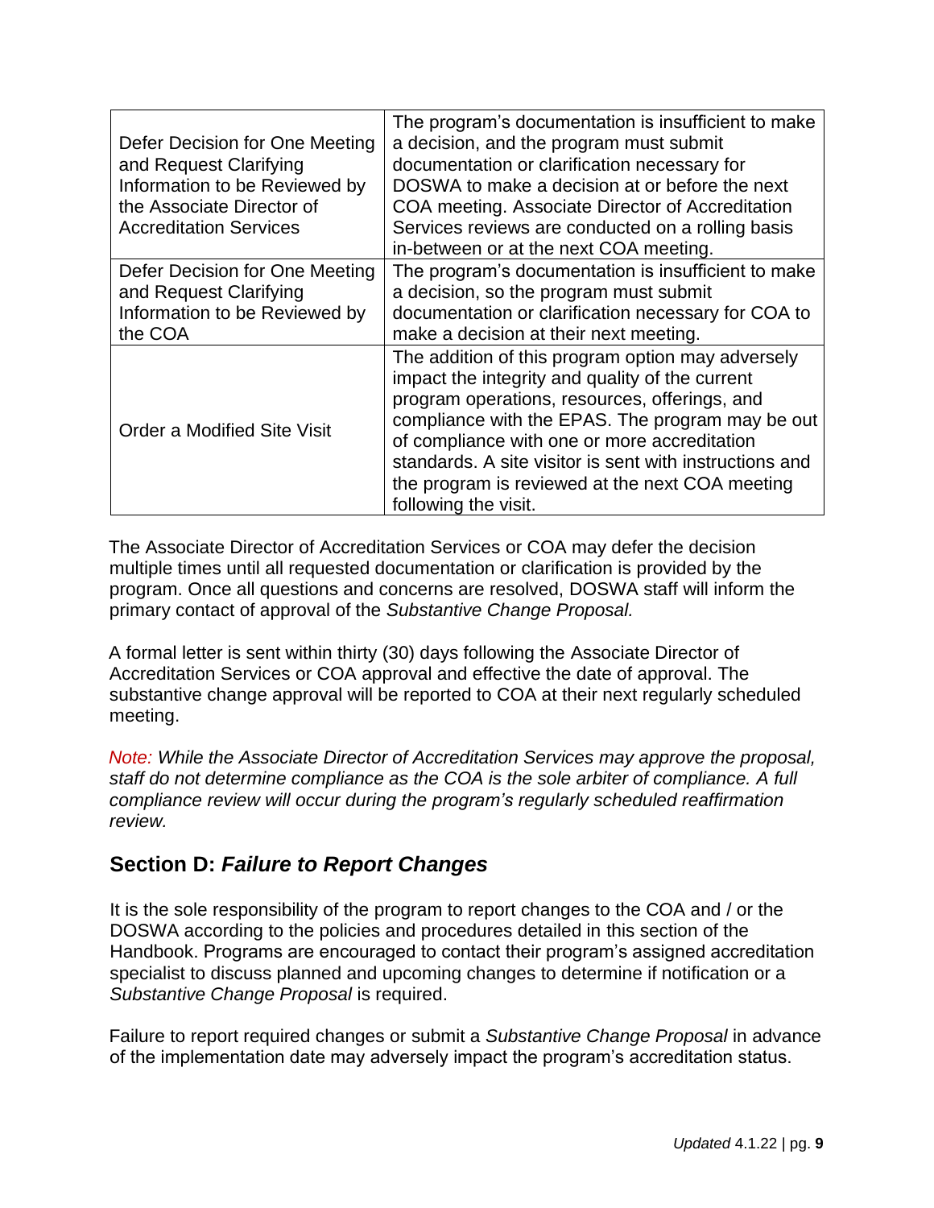| | |
|---|---|
| Defer Decision for One Meeting and Request Clarifying Information to be Reviewed by the Associate Director of Accreditation Services | The program's documentation is insufficient to make a decision, and the program must submit documentation or clarification necessary for DOSWA to make a decision at or before the next COA meeting. Associate Director of Accreditation Services reviews are conducted on a rolling basis in-between or at the next COA meeting. |
| Defer Decision for One Meeting and Request Clarifying Information to be Reviewed by the COA | The program's documentation is insufficient to make a decision, so the program must submit documentation or clarification necessary for COA to make a decision at their next meeting. |
| Order a Modified Site Visit | The addition of this program option may adversely impact the integrity and quality of the current program operations, resources, offerings, and compliance with the EPAS. The program may be out of compliance with one or more accreditation standards. A site visitor is sent with instructions and the program is reviewed at the next COA meeting following the visit. |

The Associate Director of Accreditation Services or COA may defer the decision multiple times until all requested documentation or clarification is provided by the program. Once all questions and concerns are resolved, DOSWA staff will inform the primary contact of approval of the *Substantive Change Proposal.*

A formal letter is sent within thirty (30) days following the Associate Director of Accreditation Services or COA approval and effective the date of approval. The substantive change approval will be reported to COA at their next regularly scheduled meeting.

*Note: While the Associate Director of Accreditation Services may approve the proposal, staff do not determine compliance as the COA is the sole arbiter of compliance. A full compliance review will occur during the program's regularly scheduled reaffirmation review.*

## Section D: *Failure to Report Changes*

It is the sole responsibility of the program to report changes to the COA and / or the DOSWA according to the policies and procedures detailed in this section of the Handbook. Programs are encouraged to contact their program's assigned accreditation specialist to discuss planned and upcoming changes to determine if notification or a *Substantive Change Proposal* is required.

Failure to report required changes or submit a *Substantive Change Proposal* in advance of the implementation date may adversely impact the program's accreditation status.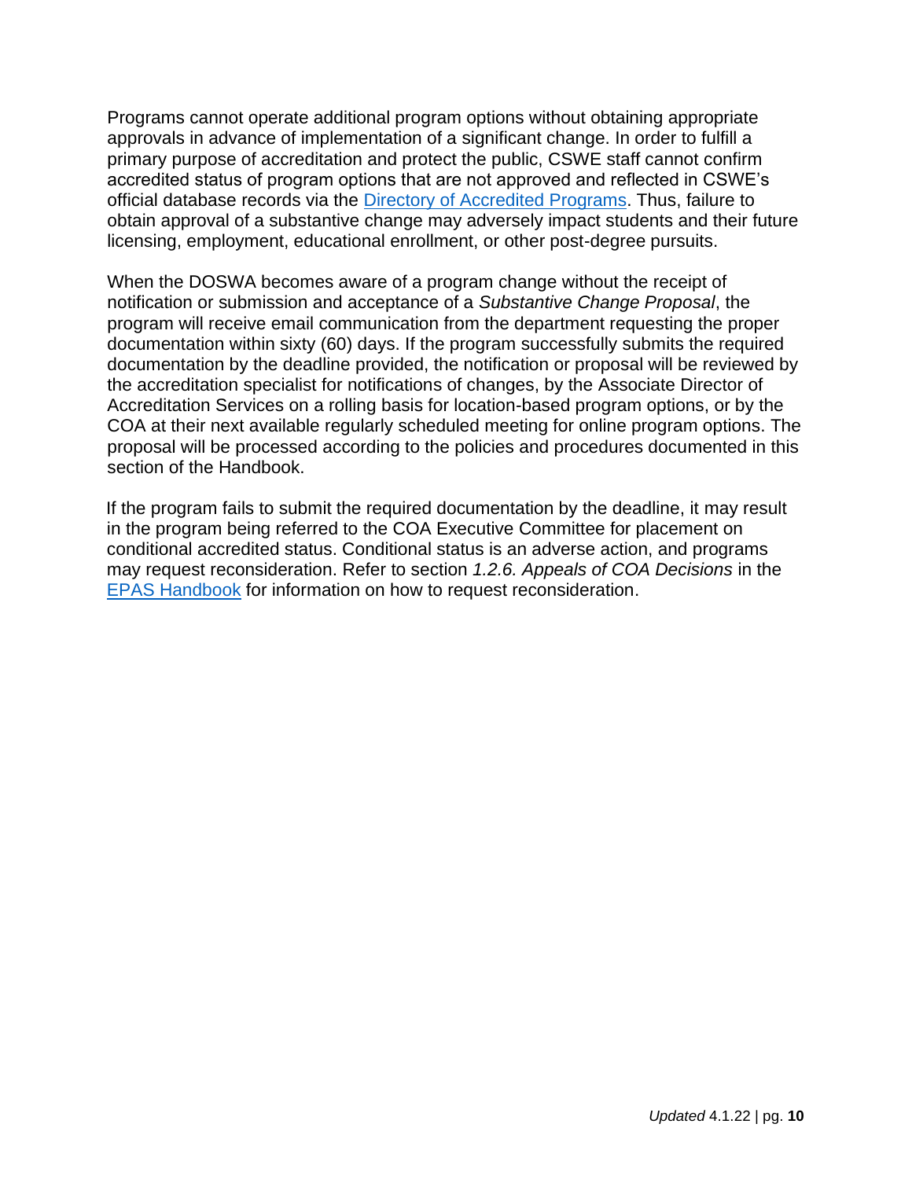Programs cannot operate additional program options without obtaining appropriate approvals in advance of implementation of a significant change. In order to fulfill a primary purpose of accreditation and protect the public, CSWE staff cannot confirm accredited status of program options that are not approved and reflected in CSWE's official database records via the [Directory of Accredited Programs](). Thus, failure to obtain approval of a substantive change may adversely impact students and their future licensing, employment, educational enrollment, or other post-degree pursuits.

When the DOSWA becomes aware of a program change without the receipt of notification or submission and acceptance of a *Substantive Change Proposal*, the program will receive email communication from the department requesting the proper documentation within sixty (60) days. If the program successfully submits the required documentation by the deadline provided, the notification or proposal will be reviewed by the accreditation specialist for notifications of changes, by the Associate Director of Accreditation Services on a rolling basis for location-based program options, or by the COA at their next available regularly scheduled meeting for online program options. The proposal will be processed according to the policies and procedures documented in this section of the Handbook.

If the program fails to submit the required documentation by the deadline, it may result in the program being referred to the COA Executive Committee for placement on conditional accredited status. Conditional status is an adverse action, and programs may request reconsideration. Refer to section *1.2.6. Appeals of COA Decisions* in the [EPAS Handbook]() for information on how to request reconsideration.